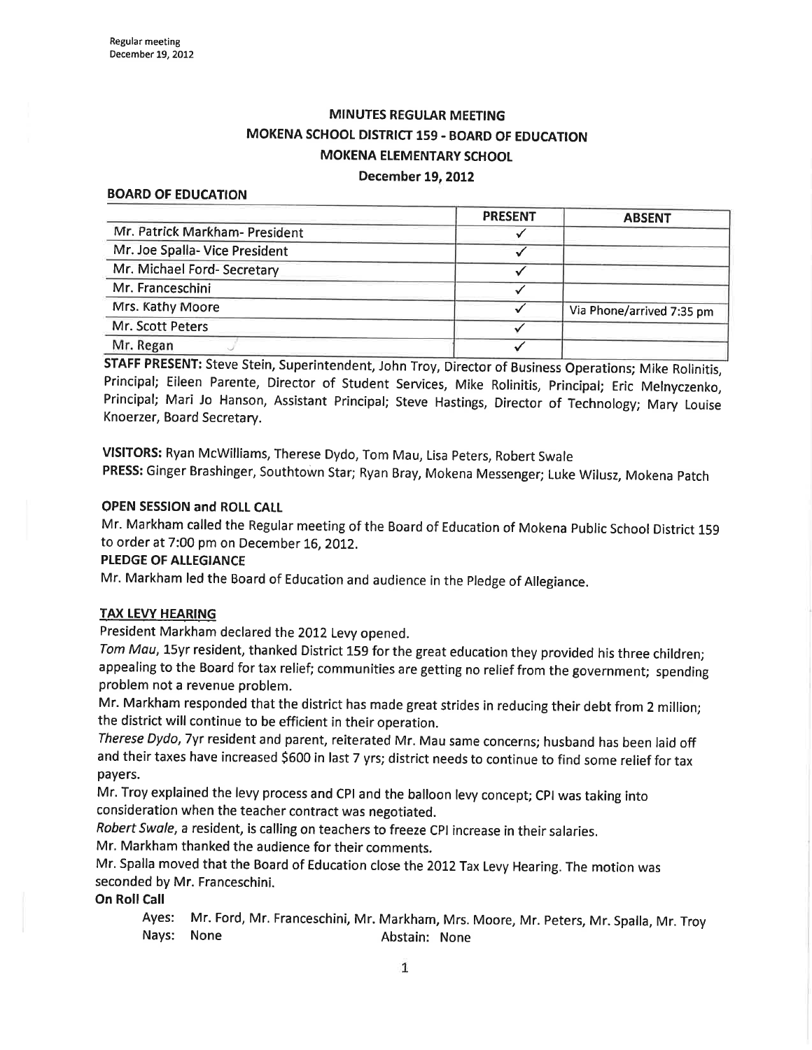Regular meeting
December 19, 2012

# MINUTES REGULAR MEETING
## MOKENA SCHOOL DISTRICT 159 - BOARD OF EDUCATION
## MOKENA ELEMENTARY SCHOOL
### December 19, 2012

**BOARD OF EDUCATION**

| | PRESENT | ABSENT |
|---|---|---|
| Mr. Patrick Markham- President | ✓ | |
| Mr. Joe Spalla- Vice President | ✓ | |
| Mr. Michael Ford- Secretary | ✓ | |
| Mr. Franceschini | ✓ | |
| Mrs. Kathy Moore | ✓ | Via Phone/arrived 7:35 pm |
| Mr. Scott Peters | ✓ | |
| Mr. Regan | ✓ | |

**STAFF PRESENT:** Steve Stein, Superintendent, John Troy, Director of Business Operations; Mike Rolinitis, Principal; Eileen Parente, Director of Student Services, Mike Rolinitis, Principal; Eric Melnyczenko, Principal; Mari Jo Hanson, Assistant Principal; Steve Hastings, Director of Technology; Mary Louise Knoerzer, Board Secretary.

**VISITORS:** Ryan McWilliams, Therese Dydo, Tom Mau, Lisa Peters, Robert Swale
**PRESS:** Ginger Brashinger, Southtown Star; Ryan Bray, Mokena Messenger; Luke Wilusz, Mokena Patch

**OPEN SESSION and ROLL CALL**

Mr. Markham called the Regular meeting of the Board of Education of Mokena Public School District 159 to order at 7:00 pm on December 16, 2012.

**PLEDGE OF ALLEGIANCE**

Mr. Markham led the Board of Education and audience in the Pledge of Allegiance.

**TAX LEVY HEARING**

President Markham declared the 2012 Levy opened.

*Tom Mau*, 15yr resident, thanked District 159 for the great education they provided his three children; appealing to the Board for tax relief; communities are getting no relief from the government; spending problem not a revenue problem.

Mr. Markham responded that the district has made great strides in reducing their debt from 2 million; the district will continue to be efficient in their operation.

*Therese Dydo*, 7yr resident and parent, reiterated Mr. Mau same concerns; husband has been laid off and their taxes have increased $600 in last 7 yrs; district needs to continue to find some relief for tax payers.

Mr. Troy explained the levy process and CPI and the balloon levy concept; CPI was taking into consideration when the teacher contract was negotiated.

*Robert Swale*, a resident, is calling on teachers to freeze CPI increase in their salaries.

Mr. Markham thanked the audience for their comments.

Mr. Spalla moved that the Board of Education close the 2012 Tax Levy Hearing. The motion was seconded by Mr. Franceschini.

**On Roll Call**

Ayes: Mr. Ford, Mr. Franceschini, Mr. Markham, Mrs. Moore, Mr. Peters, Mr. Spalla, Mr. Troy
Nays: None    Abstain: None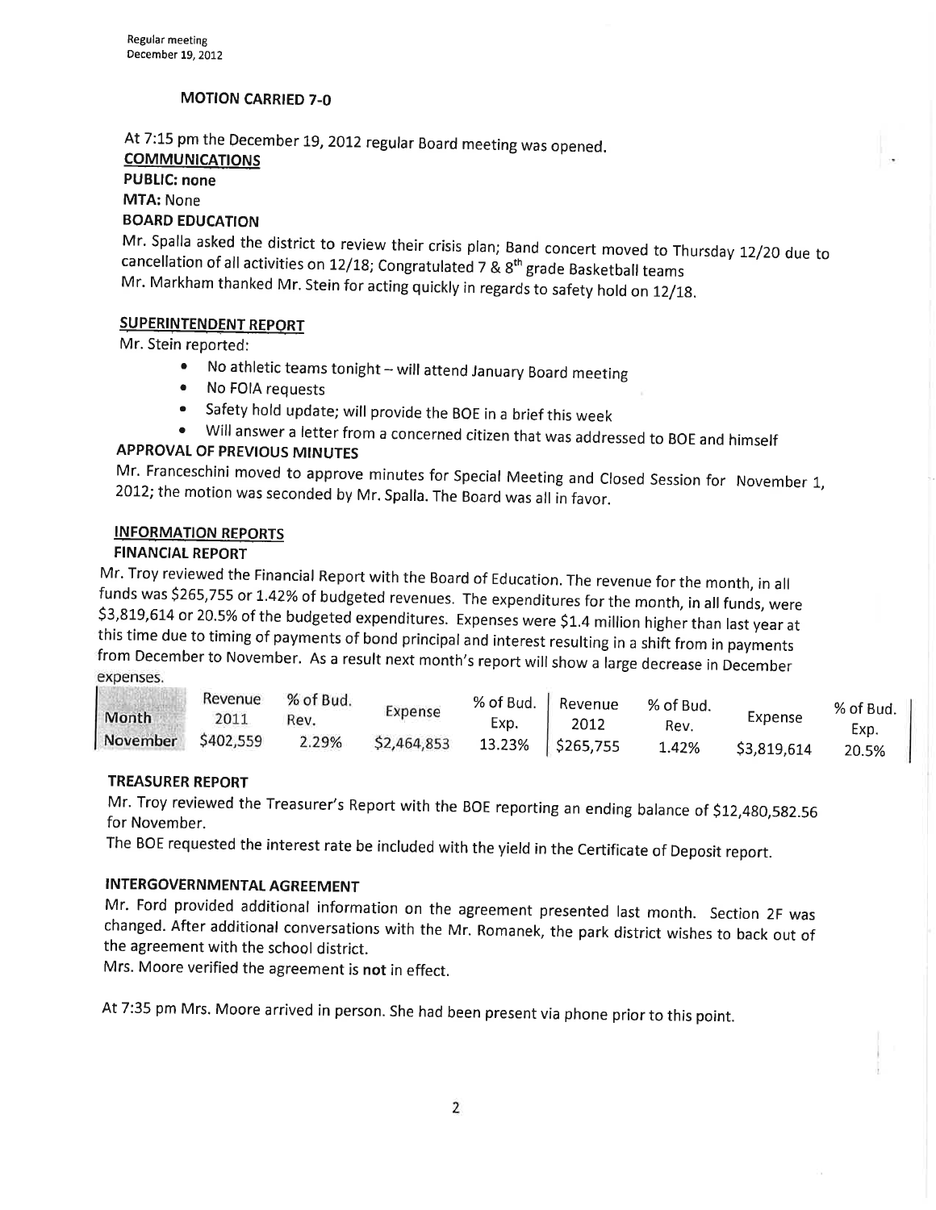**MOTION CARRIED 7-0**

At 7:15 pm the December 19, 2012 regular Board meeting was opened.

**COMMUNICATIONS**

**PUBLIC: none**

**MTA:** None

**BOARD EDUCATION**

Mr. Spalla asked the district to review their crisis plan; Band concert moved to Thursday 12/20 due to cancellation of all activities on 12/18; Congratulated 7 & 8th grade Basketball teams

Mr. Markham thanked Mr. Stein for acting quickly in regards to safety hold on 12/18.

**SUPERINTENDENT REPORT**

Mr. Stein reported:

- No athletic teams tonight – will attend January Board meeting
- No FOIA requests
- Safety hold update; will provide the BOE in a brief this week
- Will answer a letter from a concerned citizen that was addressed to BOE and himself

**APPROVAL OF PREVIOUS MINUTES**

Mr. Franceschini moved to approve minutes for Special Meeting and Closed Session for November 1, 2012; the motion was seconded by Mr. Spalla. The Board was all in favor.

**INFORMATION REPORTS**

**FINANCIAL REPORT**

Mr. Troy reviewed the Financial Report with the Board of Education. The revenue for the month, in all funds was $265,755 or 1.42% of budgeted revenues. The expenditures for the month, in all funds, were $3,819,614 or 20.5% of the budgeted expenditures. Expenses were $1.4 million higher than last year at this time due to timing of payments of bond principal and interest resulting in a shift from in payments from December to November. As a result next month's report will show a large decrease in December expenses.

| Month | Revenue 2011 | % of Bud. Rev. | Expense | % of Bud. Exp. | Revenue 2012 | % of Bud. Rev. | Expense | % of Bud. Exp. |
|---|---|---|---|---|---|---|---|---|
| November | $402,559 | 2.29% | $2,464,853 | 13.23% | $265,755 | 1.42% | $3,819,614 | 20.5% |

**TREASURER REPORT**

Mr. Troy reviewed the Treasurer's Report with the BOE reporting an ending balance of $12,480,582.56 for November.

The BOE requested the interest rate be included with the yield in the Certificate of Deposit report.

**INTERGOVERNMENTAL AGREEMENT**

Mr. Ford provided additional information on the agreement presented last month. Section 2F was changed. After additional conversations with the Mr. Romanek, the park district wishes to back out of the agreement with the school district.

Mrs. Moore verified the agreement is **not** in effect.

At 7:35 pm Mrs. Moore arrived in person. She had been present via phone prior to this point.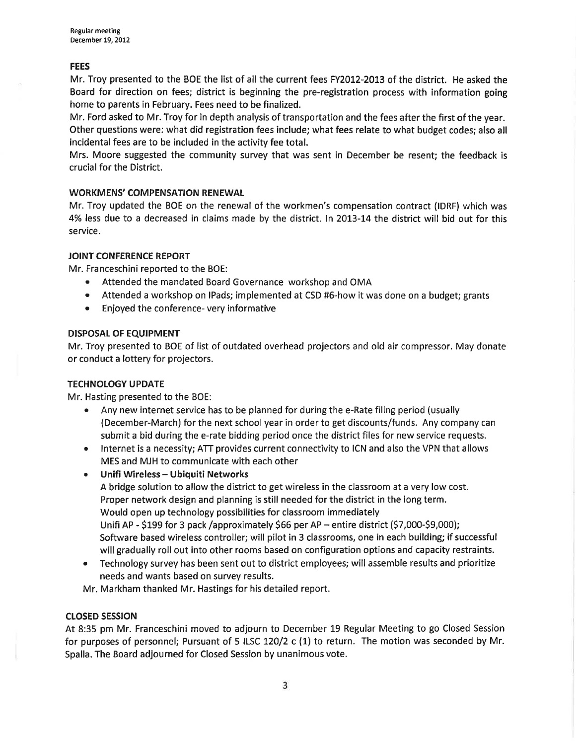## FEES

Mr. Troy presented to the BOE the list of all the current fees FY2012-2013 of the district. He asked the Board for direction on fees; district is beginning the pre-registration process with information going home to parents in February. Fees need to be finalized.

Mr. Ford asked to Mr. Troy for in depth analysis of transportation and the fees after the first of the year. Other questions were: what did registration fees include; what fees relate to what budget codes; also all incidental fees are to be included in the activity fee total.

Mrs. Moore suggested the community survey that was sent in December be resent; the feedback is crucial for the District.

## WORKMENS' COMPENSATION RENEWAL

Mr. Troy updated the BOE on the renewal of the workmen's compensation contract (IDRF) which was 4% less due to a decreased in claims made by the district. In 2013-14 the district will bid out for this service.

## JOINT CONFERENCE REPORT

Mr. Franceschini reported to the BOE:

- Attended the mandated Board Governance workshop and OMA
- Attended a workshop on IPads; implemented at CSD #6-how it was done on a budget; grants
- Enjoyed the conference- very informative

## DISPOSAL OF EQUIPMENT

Mr. Troy presented to BOE of list of outdated overhead projectors and old air compressor. May donate or conduct a lottery for projectors.

## TECHNOLOGY UPDATE

Mr. Hasting presented to the BOE:

- Any new internet service has to be planned for during the e-Rate filing period (usually (December-March) for the next school year in order to get discounts/funds. Any company can submit a bid during the e-rate bidding period once the district files for new service requests.
- Internet is a necessity; ATT provides current connectivity to ICN and also the VPN that allows MES and MJH to communicate with each other
- **Unifi Wireless – Ubiquiti Networks**
  A bridge solution to allow the district to get wireless in the classroom at a very low cost.
  Proper network design and planning is still needed for the district in the long term.
  Would open up technology possibilities for classroom immediately
  Unifi AP - $199 for 3 pack /approximately $66 per AP – entire district ($7,000-$9,000);
  Software based wireless controller; will pilot in 3 classrooms, one in each building; if successful will gradually roll out into other rooms based on configuration options and capacity restraints.
- Technology survey has been sent out to district employees; will assemble results and prioritize needs and wants based on survey results.

Mr. Markham thanked Mr. Hastings for his detailed report.

## CLOSED SESSION

At 8:35 pm Mr. Franceschini moved to adjourn to December 19 Regular Meeting to go Closed Session for purposes of personnel; Pursuant of 5 ILSC 120/2 c (1) to return. The motion was seconded by Mr. Spalla. The Board adjourned for Closed Session by unanimous vote.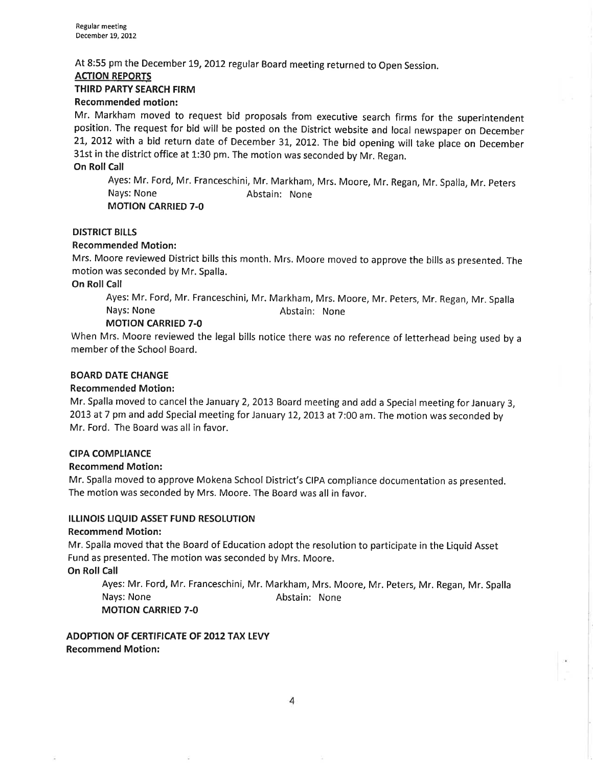At 8:55 pm the December 19, 2012 regular Board meeting returned to Open Session.

**ACTION REPORTS**

**THIRD PARTY SEARCH FIRM**

**Recommended motion:**

Mr. Markham moved to request bid proposals from executive search firms for the superintendent position. The request for bid will be posted on the District website and local newspaper on December 21, 2012 with a bid return date of December 31, 2012. The bid opening will take place on December 31st in the district office at 1:30 pm. The motion was seconded by Mr. Regan.

**On Roll Call**

Ayes: Mr. Ford, Mr. Franceschini, Mr. Markham, Mrs. Moore, Mr. Regan, Mr. Spalla, Mr. Peters
Nays: None Abstain: None
**MOTION CARRIED 7-0**

**DISTRICT BILLS**

**Recommended Motion:**

Mrs. Moore reviewed District bills this month. Mrs. Moore moved to approve the bills as presented. The motion was seconded by Mr. Spalla.

**On Roll Call**

Ayes: Mr. Ford, Mr. Franceschini, Mr. Markham, Mrs. Moore, Mr. Peters, Mr. Regan, Mr. Spalla
Nays: None Abstain: None
**MOTION CARRIED 7-0**

When Mrs. Moore reviewed the legal bills notice there was no reference of letterhead being used by a member of the School Board.

**BOARD DATE CHANGE**

**Recommended Motion:**

Mr. Spalla moved to cancel the January 2, 2013 Board meeting and add a Special meeting for January 3, 2013 at 7 pm and add Special meeting for January 12, 2013 at 7:00 am. The motion was seconded by Mr. Ford. The Board was all in favor.

**CIPA COMPLIANCE**

**Recommend Motion:**

Mr. Spalla moved to approve Mokena School District's CIPA compliance documentation as presented. The motion was seconded by Mrs. Moore. The Board was all in favor.

**ILLINOIS LIQUID ASSET FUND RESOLUTION**

**Recommend Motion:**

Mr. Spalla moved that the Board of Education adopt the resolution to participate in the Liquid Asset Fund as presented. The motion was seconded by Mrs. Moore.

**On Roll Call**

Ayes: Mr. Ford, Mr. Franceschini, Mr. Markham, Mrs. Moore, Mr. Peters, Mr. Regan, Mr. Spalla
Nays: None Abstain: None
**MOTION CARRIED 7-0**

**ADOPTION OF CERTIFICATE OF 2012 TAX LEVY**

**Recommend Motion:**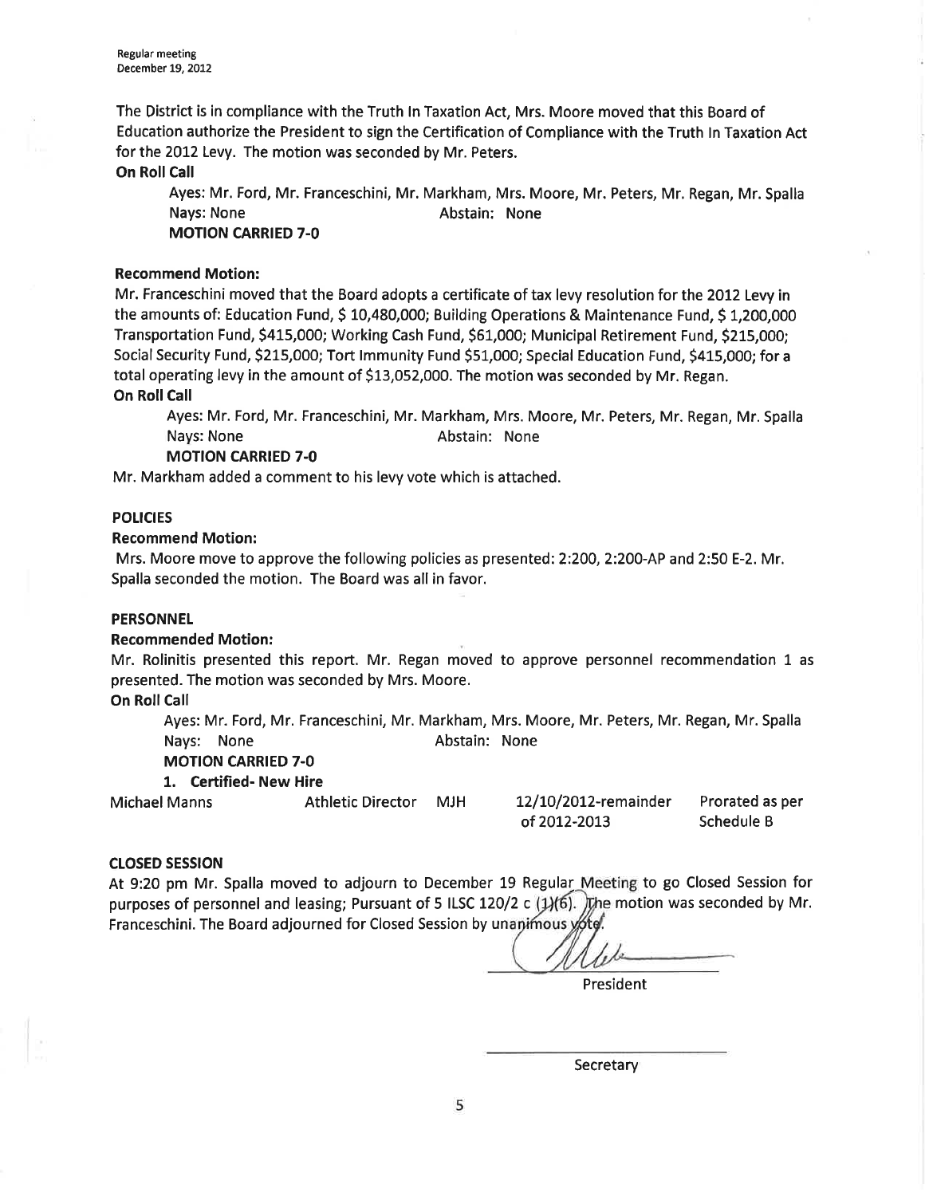The District is in compliance with the Truth In Taxation Act, Mrs. Moore moved that this Board of Education authorize the President to sign the Certification of Compliance with the Truth In Taxation Act for the 2012 Levy. The motion was seconded by Mr. Peters.

**On Roll Call**

Ayes: Mr. Ford, Mr. Franceschini, Mr. Markham, Mrs. Moore, Mr. Peters, Mr. Regan, Mr. Spalla
Nays: None Abstain: None
**MOTION CARRIED 7-0**

**Recommend Motion:**

Mr. Franceschini moved that the Board adopts a certificate of tax levy resolution for the 2012 Levy in the amounts of: Education Fund, $ 10,480,000; Building Operations & Maintenance Fund, $ 1,200,000 Transportation Fund, $415,000; Working Cash Fund, $61,000; Municipal Retirement Fund, $215,000; Social Security Fund, $215,000; Tort Immunity Fund $51,000; Special Education Fund, $415,000; for a total operating levy in the amount of $13,052,000. The motion was seconded by Mr. Regan.

**On Roll Call**

Ayes: Mr. Ford, Mr. Franceschini, Mr. Markham, Mrs. Moore, Mr. Peters, Mr. Regan, Mr. Spalla
Nays: None Abstain: None
**MOTION CARRIED 7-0**

Mr. Markham added a comment to his levy vote which is attached.

**POLICIES**

**Recommend Motion:**

Mrs. Moore move to approve the following policies as presented: 2:200, 2:200-AP and 2:50 E-2. Mr. Spalla seconded the motion. The Board was all in favor.

**PERSONNEL**

**Recommended Motion:**

Mr. Rolinitis presented this report. Mr. Regan moved to approve personnel recommendation 1 as presented. The motion was seconded by Mrs. Moore.

**On Roll Call**

Ayes: Mr. Ford, Mr. Franceschini, Mr. Markham, Mrs. Moore, Mr. Peters, Mr. Regan, Mr. Spalla
Nays: None Abstain: None
**MOTION CARRIED 7-0**

**1. Certified- New Hire**

| Michael Manns | Athletic Director | MJH | 12/10/2012-remainder of 2012-2013 | Prorated as per Schedule B |
|---|---|---|---|---|

**CLOSED SESSION**

At 9:20 pm Mr. Spalla moved to adjourn to December 19 Regular Meeting to go Closed Session for purposes of personnel and leasing; Pursuant of 5 ILSC 120/2 c (1)(6). The motion was seconded by Mr. Franceschini. The Board adjourned for Closed Session by unanimous vote.

President

Secretary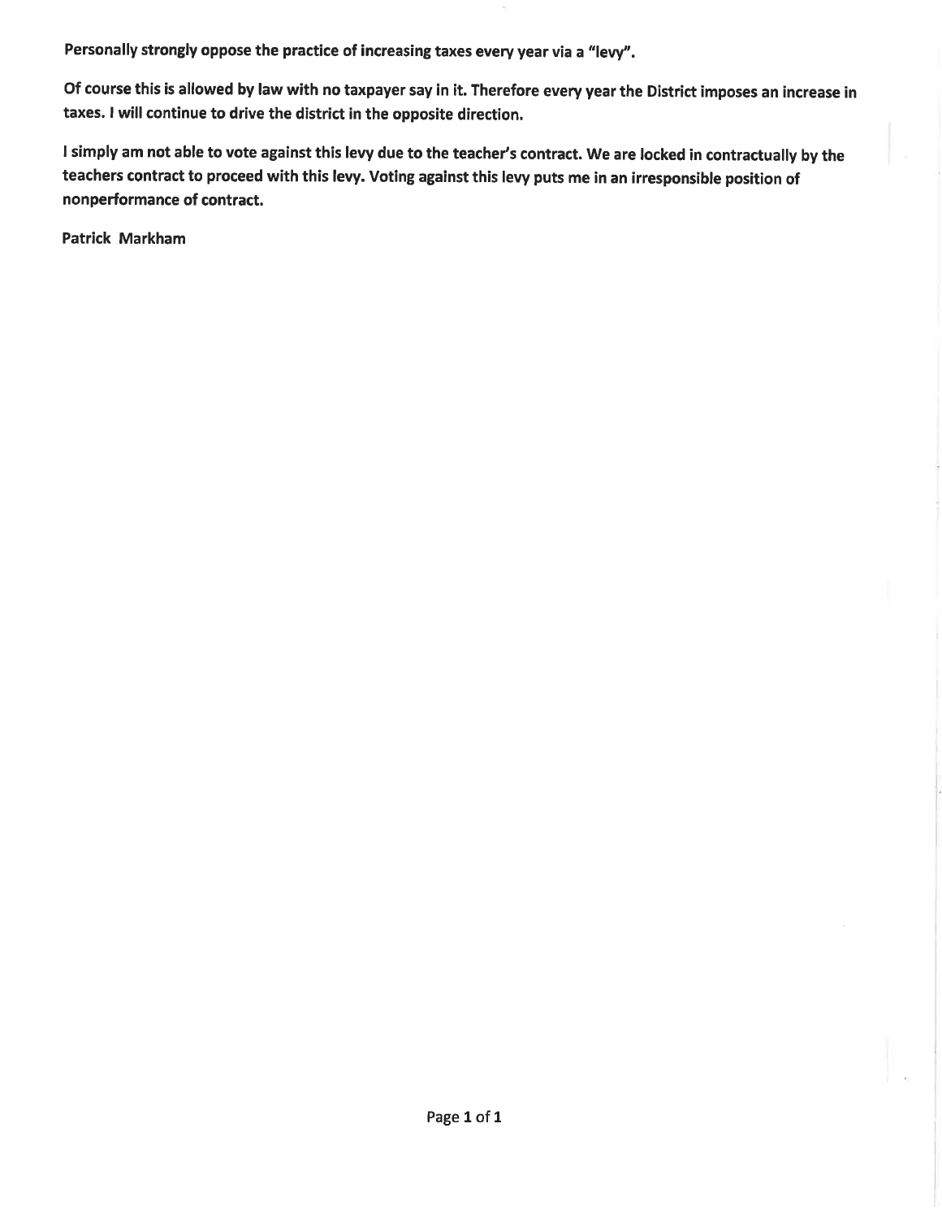**Personally strongly oppose the practice of increasing taxes every year via a "levy".**

**Of course this is allowed by law with no taxpayer say in it. Therefore every year the District imposes an increase in taxes. I will continue to drive the district in the opposite direction.**

**I simply am not able to vote against this levy due to the teacher's contract. We are locked in contractually by the teachers contract to proceed with this levy. Voting against this levy puts me in an irresponsible position of nonperformance of contract.**

**Patrick Markham**